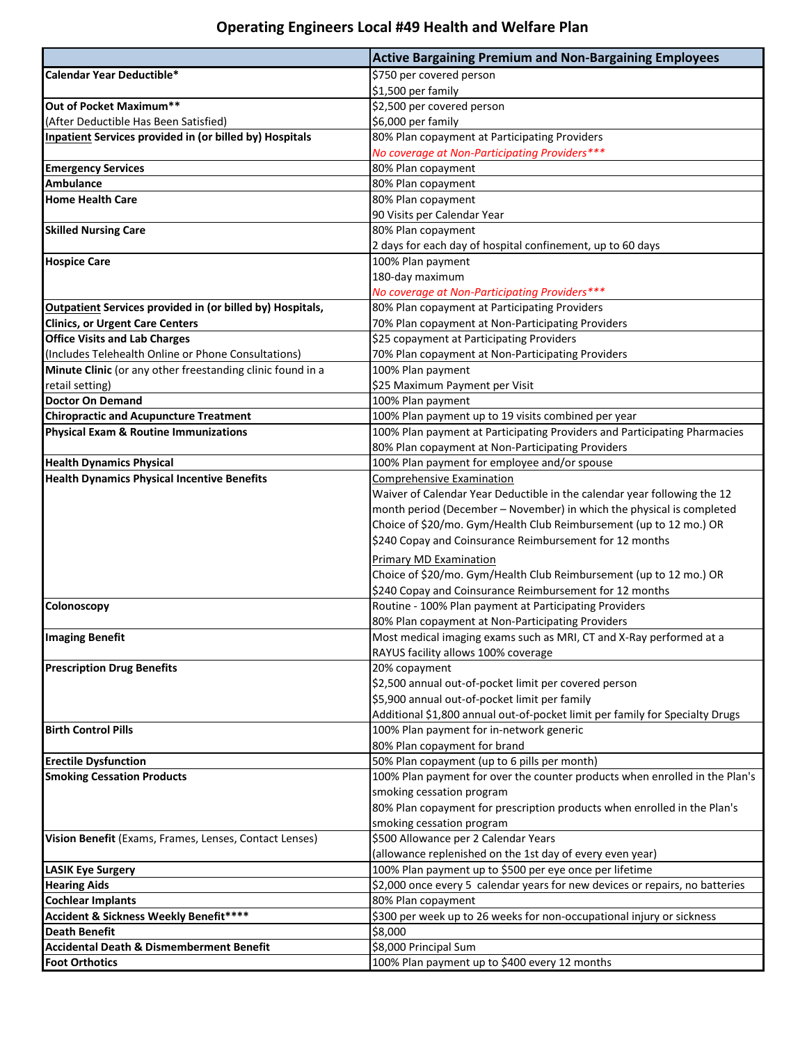# Operating Engineers Local #49 Health and Welfare Plan

| | Active Bargaining Premium and Non-Bargaining Employees |
|---|---|
| **Calendar Year Deductible*** | $750 per covered person<br>$1,500 per family |
| **Out of Pocket Maximum****<br>(After Deductible Has Been Satisfied) | $2,500 per covered person<br>$6,000 per family |
| **<u>Inpatient</u> Services provided in (or billed by) Hospitals** | 80% Plan copayment at Participating Providers<br>*No coverage at Non-Participating Providers**** |
| **Emergency Services** | 80% Plan copayment |
| **Ambulance** | 80% Plan copayment |
| **Home Health Care** | 80% Plan copayment<br>90 Visits per Calendar Year |
| **Skilled Nursing Care** | 80% Plan copayment<br>2 days for each day of hospital confinement, up to 60 days |
| **Hospice Care** | 100% Plan payment<br>180-day maximum<br>*No coverage at Non-Participating Providers**** |
| **<u>Outpatient</u> Services provided in (or billed by) Hospitals, Clinics, or Urgent Care Centers** | 80% Plan copayment at Participating Providers<br>70% Plan copayment at Non-Participating Providers |
| **Office Visits and Lab Charges**<br>(Includes Telehealth Online or Phone Consultations) | $25 copayment at Participating Providers<br>70% Plan copayment at Non-Participating Providers |
| **Minute Clinic** (or any other freestanding clinic found in a retail setting) | 100% Plan payment<br>$25 Maximum Payment per Visit |
| **Doctor On Demand** | 100% Plan payment |
| **Chiropractic and Acupuncture Treatment** | 100% Plan payment up to 19 visits combined per year |
| **Physical Exam & Routine Immunizations** | 100% Plan payment at Participating Providers and Participating Pharmacies<br>80% Plan copayment at Non-Participating Providers |
| **Health Dynamics Physical** | 100% Plan payment for employee and/or spouse |
| **Health Dynamics Physical Incentive Benefits** | <u>Comprehensive Examination</u><br>Waiver of Calendar Year Deductible in the calendar year following the 12 month period (December – November) in which the physical is completed<br>Choice of $20/mo. Gym/Health Club Reimbursement (up to 12 mo.) OR<br>$240 Copay and Coinsurance Reimbursement for 12 months<br><u>Primary MD Examination</u><br>Choice of $20/mo. Gym/Health Club Reimbursement (up to 12 mo.) OR<br>$240 Copay and Coinsurance Reimbursement for 12 months |
| **Colonoscopy** | Routine - 100% Plan payment at Participating Providers<br>80% Plan copayment at Non-Participating Providers |
| **Imaging Benefit** | Most medical imaging exams such as MRI, CT and X-Ray performed at a RAYUS facility allows 100% coverage |
| **Prescription Drug Benefits** | 20% copayment<br>$2,500 annual out-of-pocket limit per covered person<br>$5,900 annual out-of-pocket limit per family<br>Additional $1,800 annual out-of-pocket limit per family for Specialty Drugs |
| **Birth Control Pills** | 100% Plan payment for in-network generic<br>80% Plan copayment for brand |
| **Erectile Dysfunction** | 50% Plan copayment (up to 6 pills per month) |
| **Smoking Cessation Products** | 100% Plan payment for over the counter products when enrolled in the Plan's smoking cessation program<br>80% Plan copayment for prescription products when enrolled in the Plan's smoking cessation program |
| **Vision Benefit** (Exams, Frames, Lenses, Contact Lenses) | $500 Allowance per 2 Calendar Years<br>(allowance replenished on the 1st day of every even year) |
| **LASIK Eye Surgery** | 100% Plan payment up to $500 per eye once per lifetime |
| **Hearing Aids** | $2,000 once every 5 calendar years for new devices or repairs, no batteries |
| **Cochlear Implants** | 80% Plan copayment |
| **Accident & Sickness Weekly Benefit****** | $300 per week up to 26 weeks for non-occupational injury or sickness |
| **Death Benefit** | $8,000 |
| **Accidental Death & Dismemberment Benefit** | $8,000 Principal Sum |
| **Foot Orthotics** | 100% Plan payment up to $400 every 12 months |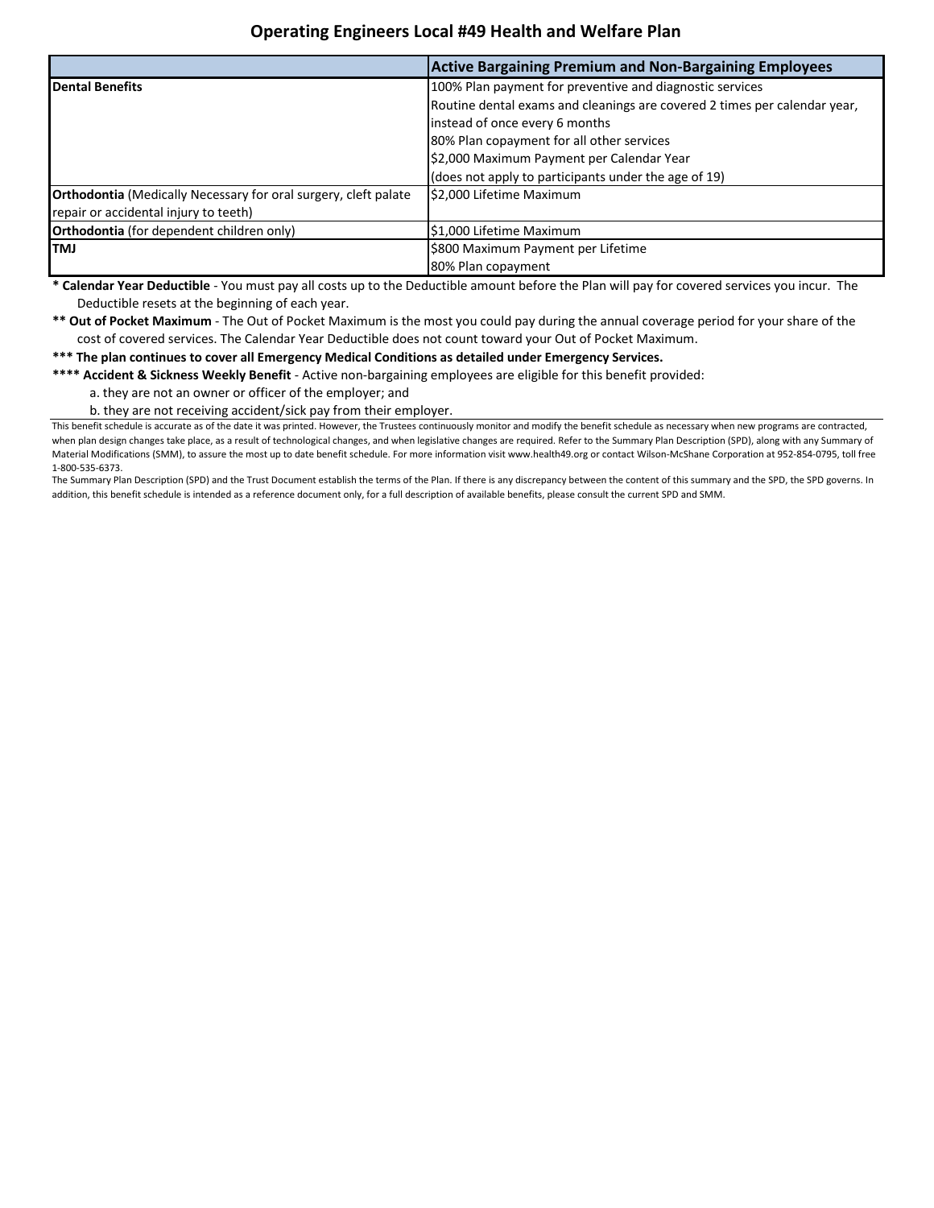## Operating Engineers Local #49 Health and Welfare Plan

| | Active Bargaining Premium and Non-Bargaining Employees |
|---|---|
| **Dental Benefits** | 100% Plan payment for preventive and diagnostic services<br>Routine dental exams and cleanings are covered 2 times per calendar year, instead of once every 6 months<br>80% Plan copayment for all other services<br>$2,000 Maximum Payment per Calendar Year<br>(does not apply to participants under the age of 19) |
| **Orthodontia** (Medically Necessary for oral surgery, cleft palate repair or accidental injury to teeth) | $2,000 Lifetime Maximum |
| **Orthodontia** (for dependent children only) | $1,000 Lifetime Maximum |
| **TMJ** | $800 Maximum Payment per Lifetime<br>80% Plan copayment |

**\* Calendar Year Deductible** - You must pay all costs up to the Deductible amount before the Plan will pay for covered services you incur. The Deductible resets at the beginning of each year.

**\*\* Out of Pocket Maximum** - The Out of Pocket Maximum is the most you could pay during the annual coverage period for your share of the cost of covered services. The Calendar Year Deductible does not count toward your Out of Pocket Maximum.

**\*\*\* The plan continues to cover all Emergency Medical Conditions as detailed under Emergency Services.**

**\*\*\*\* Accident & Sickness Weekly Benefit** - Active non-bargaining employees are eligible for this benefit provided:

a. they are not an owner or officer of the employer; and

b. they are not receiving accident/sick pay from their employer.

This benefit schedule is accurate as of the date it was printed. However, the Trustees continuously monitor and modify the benefit schedule as necessary when new programs are contracted, when plan design changes take place, as a result of technological changes, and when legislative changes are required. Refer to the Summary Plan Description (SPD), along with any Summary of Material Modifications (SMM), to assure the most up to date benefit schedule. For more information visit www.health49.org or contact Wilson-McShane Corporation at 952-854-0795, toll free 1-800-535-6373.

The Summary Plan Description (SPD) and the Trust Document establish the terms of the Plan. If there is any discrepancy between the content of this summary and the SPD, the SPD governs. In addition, this benefit schedule is intended as a reference document only, for a full description of available benefits, please consult the current SPD and SMM.